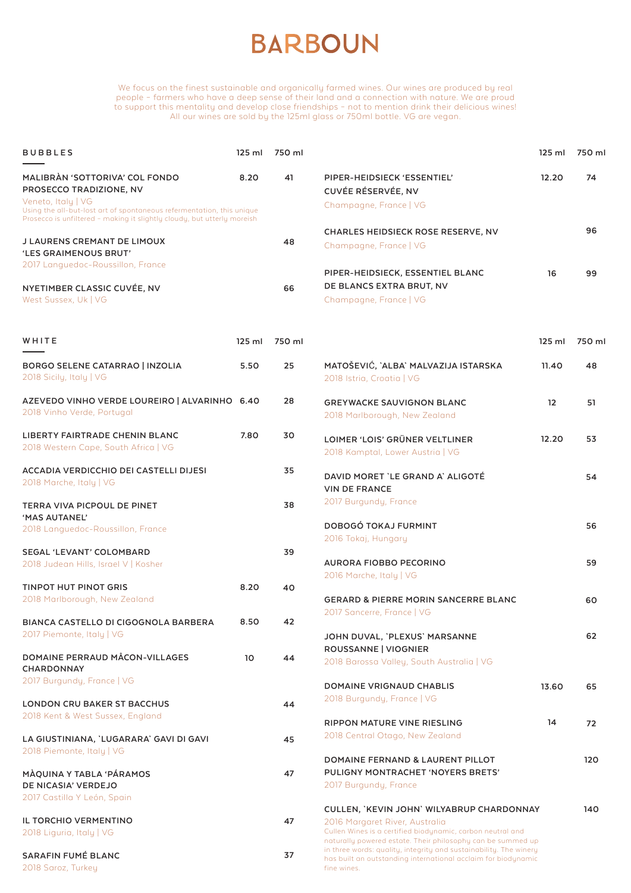# BARBOUN

We focus on the finest sustainable and organically farmed wines. Our wines are produced by real people – farmers who have a deep sense of their land and a connection with nature. We are proud to support this mentality and develop close friendships – not to mention drink their delicious wines! All our wines are sold by the 125ml glass or 750ml bottle. VG are vegan.

## BUBBLES

| Wine | 125 ml | 750 ml |
|---|---|---|
| **MALIBRÀN 'SOTTORIVA' COL FONDO PROSECCO TRADIZIONE, NV**<br>Veneto, Italy \| VG<br>Using the all-but-lost art of spontaneous refermentation, this unique Prosecco is unfiltered – making it slightly cloudy, but utterly moreish | 8.20 | 41 |
| **J LAURENS CREMANT DE LIMOUX 'LES GRAIMENOUS BRUT'**<br>2017 Languedoc-Roussillon, France | | 48 |
| **NYETIMBER CLASSIC CUVÉE, NV**<br>West Sussex, Uk \| VG | | 66 |
| **PIPER-HEIDSIECK 'ESSENTIEL' CUVÉE RÉSERVÉE, NV**<br>Champagne, France \| VG | 12.20 | 74 |
| **CHARLES HEIDSIECK ROSE RESERVE, NV**<br>Champagne, France \| VG | | 96 |
| **PIPER-HEIDSIECK, ESSENTIEL BLANC DE BLANCS EXTRA BRUT, NV**<br>Champagne, France \| VG | 16 | 99 |

## WHITE

| Wine | 125 ml | 750 ml |
|---|---|---|
| **BORGO SELENE CATARRAO \| INZOLIA**<br>2018 Sicily, Italy \| VG | 5.50 | 25 |
| **AZEVEDO VINHO VERDE LOUREIRO \| ALVARINHO**<br>2018 Vinho Verde, Portugal | 6.40 | 28 |
| **LIBERTY FAIRTRADE CHENIN BLANC**<br>2018 Western Cape, South Africa \| VG | 7.80 | 30 |
| **ACCADIA VERDICCHIO DEI CASTELLI DIJESI**<br>2018 Marche, Italy \| VG | | 35 |
| **TERRA VIVA PICPOUL DE PINET 'MAS AUTANEL'**<br>2018 Languedoc-Roussillon, France | | 38 |
| **SEGAL 'LEVANT' COLOMBARD**<br>2018 Judean Hills, Israel V \| Kosher | | 39 |
| **TINPOT HUT PINOT GRIS**<br>2018 Marlborough, New Zealand | 8.20 | 40 |
| **BIANCA CASTELLO DI CIGOGNOLA BARBERA**<br>2017 Piemonte, Italy \| VG | 8.50 | 42 |
| **DOMAINE PERRAUD MÂCON-VILLAGES CHARDONNAY**<br>2017 Burgundy, France \| VG | 10 | 44 |
| **LONDON CRU BAKER ST BACCHUS**<br>2018 Kent & West Sussex, England | | 44 |
| **LA GIUSTINIANA, `LUGARARA` GAVI DI GAVI**<br>2018 Piemonte, Italy \| VG | | 45 |
| **MÀQUINA Y TABLA 'PÁRAMOS DE NICASIA' VERDEJO**<br>2017 Castilla Y León, Spain | | 47 |
| **IL TORCHIO VERMENTINO**<br>2018 Liguria, Italy \| VG | | 47 |
| **SARAFIN FUMÉ BLANC**<br>2018 Saroz, Turkey | | 37 |
| **MATOŠEVIĆ, `ALBA` MALVAZIJA ISTARSKA**<br>2018 Istria, Croatia \| VG | 11.40 | 48 |
| **GREYWACKE SAUVIGNON BLANC**<br>2018 Marlborough, New Zealand | 12 | 51 |
| **LOIMER 'LOIS' GRÜNER VELTLINER**<br>2018 Kamptal, Lower Austria \| VG | 12.20 | 53 |
| **DAVID MORET `LE GRAND A` ALIGOTÉ VIN DE FRANCE**<br>2017 Burgundy, France | | 54 |
| **DOBOGÓ TOKAJ FURMINT**<br>2016 Tokaj, Hungary | | 56 |
| **AURORA FIOBBO PECORINO**<br>2016 Marche, Italy \| VG | | 59 |
| **GERARD & PIERRE MORIN SANCERRE BLANC**<br>2017 Sancerre, France \| VG | | 60 |
| **JOHN DUVAL, `PLEXUS` MARSANNE ROUSSANNE \| VIOGNIER**<br>2018 Barossa Valley, South Australia \| VG | | 62 |
| **DOMAINE VRIGNAUD CHABLIS**<br>2018 Burgundy, France \| VG | 13.60 | 65 |
| **RIPPON MATURE VINE RIESLING**<br>2018 Central Otago, New Zealand | 14 | 72 |
| **DOMAINE FERNAND & LAURENT PILLOT PULIGNY MONTRACHET 'NOYERS BRETS'**<br>2017 Burgundy, France | | 120 |
| **CULLEN, `KEVIN JOHN` WILYABRUP CHARDONNAY**<br>2016 Margaret River, Australia<br>Cullen Wines is a certified biodynamic, carbon neutral and naturally powered estate. Their philosophy can be summed up in three words: quality, integrity and sustainability. The winery has built an outstanding international acclaim for biodynamic fine wines. | | 140 |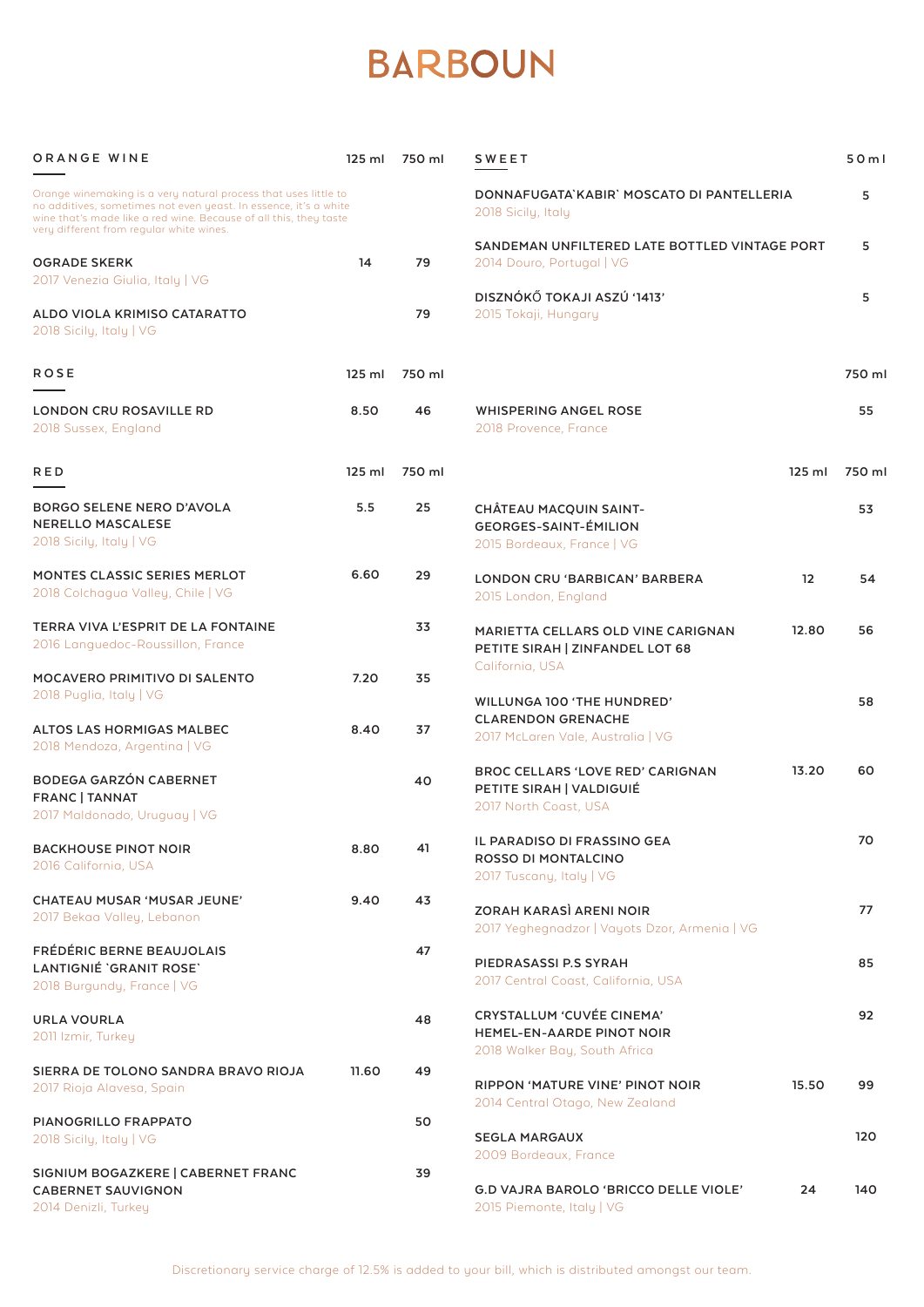# BARBOUN

## ORANGE WINE

Orange winemaking is a very natural process that uses little to no additives, sometimes not even yeast. In essence, it's a white wine that's made like a red wine. Because of all this, they taste very different from regular white wines.

| Wine | 125 ml | 750 ml |
|---|---|---|
| **OGRADE SKERK**<br>2017 Venezia Giulia, Italy \| VG | 14 | 79 |
| **ALDO VIOLA KRIMISO CATARATTO**<br>2018 Sicily, Italy \| VG | | 79 |

## ROSE

| Wine | 125 ml | 750 ml |
|---|---|---|
| **LONDON CRU ROSAVILLE RD**<br>2018 Sussex, England | 8.50 | 46 |
| **WHISPERING ANGEL ROSE**<br>2018 Provence, France | | 55 |

## RED

| Wine | 125 ml | 750 ml |
|---|---|---|
| **BORGO SELENE NERO D'AVOLA NERELLO MASCALESE**<br>2018 Sicily, Italy \| VG | 5.5 | 25 |
| **MONTES CLASSIC SERIES MERLOT**<br>2018 Colchagua Valley, Chile \| VG | 6.60 | 29 |
| **TERRA VIVA L'ESPRIT DE LA FONTAINE**<br>2016 Languedoc-Roussillon, France | | 33 |
| **MOCAVERO PRIMITIVO DI SALENTO**<br>2018 Puglia, Italy \| VG | 7.20 | 35 |
| **ALTOS LAS HORMIGAS MALBEC**<br>2018 Mendoza, Argentina \| VG | 8.40 | 37 |
| **BODEGA GARZÓN CABERNET FRANC \| TANNAT**<br>2017 Maldonado, Uruguay \| VG | | 40 |
| **BACKHOUSE PINOT NOIR**<br>2016 California, USA | 8.80 | 41 |
| **CHATEAU MUSAR 'MUSAR JEUNE'**<br>2017 Bekaa Valley, Lebanon | 9.40 | 43 |
| **FRÉDÉRIC BERNE BEAUJOLAIS LANTIGNIÉ `GRANIT ROSE`**<br>2018 Burgundy, France \| VG | | 47 |
| **URLA VOURLA**<br>2011 Izmir, Turkey | | 48 |
| **SIERRA DE TOLONO SANDRA BRAVO RIOJA**<br>2017 Rioja Alavesa, Spain | 11.60 | 49 |
| **PIANOGRILLO FRAPPATO**<br>2018 Sicily, Italy \| VG | | 50 |
| **SIGNIUM BOGAZKERE \| CABERNET FRANC CABERNET SAUVIGNON**<br>2014 Denizli, Turkey | | 39 |
| **CHÂTEAU MACQUIN SAINT-GEORGES-SAINT-ÉMILION**<br>2015 Bordeaux, France \| VG | | 53 |
| **LONDON CRU 'BARBICAN' BARBERA**<br>2015 London, England | 12 | 54 |
| **MARIETTA CELLARS OLD VINE CARIGNAN PETITE SIRAH \| ZINFANDEL LOT 68**<br>California, USA | 12.80 | 56 |
| **WILLUNGA 100 'THE HUNDRED' CLARENDON GRENACHE**<br>2017 McLaren Vale, Australia \| VG | | 58 |
| **BROC CELLARS 'LOVE RED' CARIGNAN PETITE SIRAH \| VALDIGUIÉ**<br>2017 North Coast, USA | 13.20 | 60 |
| **IL PARADISO DI FRASSINO GEA ROSSO DI MONTALCINO**<br>2017 Tuscany, Italy \| VG | | 70 |
| **ZORAH KARASÌ ARENI NOIR**<br>2017 Yeghegnadzor \| Vayots Dzor, Armenia \| VG | | 77 |
| **PIEDRASASSI P.S SYRAH**<br>2017 Central Coast, California, USA | | 85 |
| **CRYSTALLUM 'CUVÉE CINEMA' HEMEL-EN-AARDE PINOT NOIR**<br>2018 Walker Bay, South Africa | | 92 |
| **RIPPON 'MATURE VINE' PINOT NOIR**<br>2014 Central Otago, New Zealand | 15.50 | 99 |
| **SEGLA MARGAUX**<br>2009 Bordeaux, France | | 120 |
| **G.D VAJRA BAROLO 'BRICCO DELLE VIOLE'**<br>2015 Piemonte, Italy \| VG | 24 | 140 |

## SWEET

| Wine | 50ml |
|---|---|
| **DONNAFUGATA`KABIR` MOSCATO DI PANTELLERIA**<br>2018 Sicily, Italy | 5 |
| **SANDEMAN UNFILTERED LATE BOTTLED VINTAGE PORT**<br>2014 Douro, Portugal \| VG | 5 |
| **DISZNÓKŐ TOKAJI ASZÚ '1413'**<br>2015 Tokaji, Hungary | 5 |

Discretionary service charge of 12.5% is added to your bill, which is distributed amongst our team.